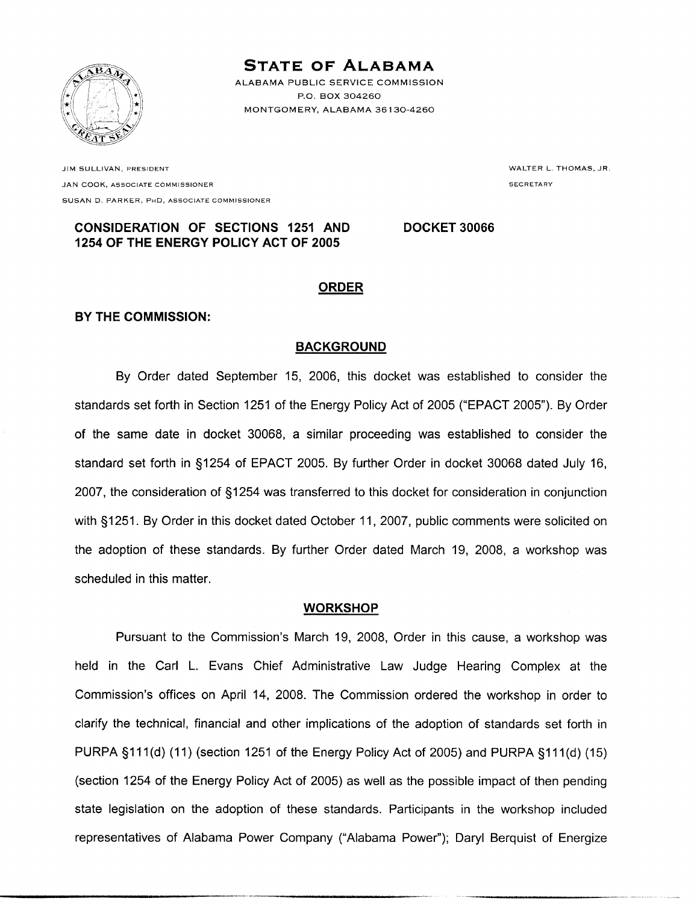# STATE OF ALABAMA

ALABAMA PUBLIC SERVICE COMMISSION
P.O. BOX 304260
MONTGOMERY, ALABAMA 36130-4260

JIM SULLIVAN, PRESIDENT
JAN COOK, ASSOCIATE COMMISSIONER
SUSAN D. PARKER, PHD, ASSOCIATE COMMISSIONER

WALTER L. THOMAS, JR.
SECRETARY

**CONSIDERATION OF SECTIONS 1251 AND 1254 OF THE ENERGY POLICY ACT OF 2005**

**DOCKET 30066**

## ORDER

**BY THE COMMISSION:**

### BACKGROUND

By Order dated September 15, 2006, this docket was established to consider the standards set forth in Section 1251 of the Energy Policy Act of 2005 ("EPACT 2005"). By Order of the same date in docket 30068, a similar proceeding was established to consider the standard set forth in §1254 of EPACT 2005. By further Order in docket 30068 dated July 16, 2007, the consideration of §1254 was transferred to this docket for consideration in conjunction with §1251. By Order in this docket dated October 11, 2007, public comments were solicited on the adoption of these standards. By further Order dated March 19, 2008, a workshop was scheduled in this matter.

### WORKSHOP

Pursuant to the Commission's March 19, 2008, Order in this cause, a workshop was held in the Carl L. Evans Chief Administrative Law Judge Hearing Complex at the Commission's offices on April 14, 2008. The Commission ordered the workshop in order to clarify the technical, financial and other implications of the adoption of standards set forth in PURPA §111(d) (11) (section 1251 of the Energy Policy Act of 2005) and PURPA §111(d) (15) (section 1254 of the Energy Policy Act of 2005) as well as the possible impact of then pending state legislation on the adoption of these standards. Participants in the workshop included representatives of Alabama Power Company ("Alabama Power"); Daryl Berquist of Energize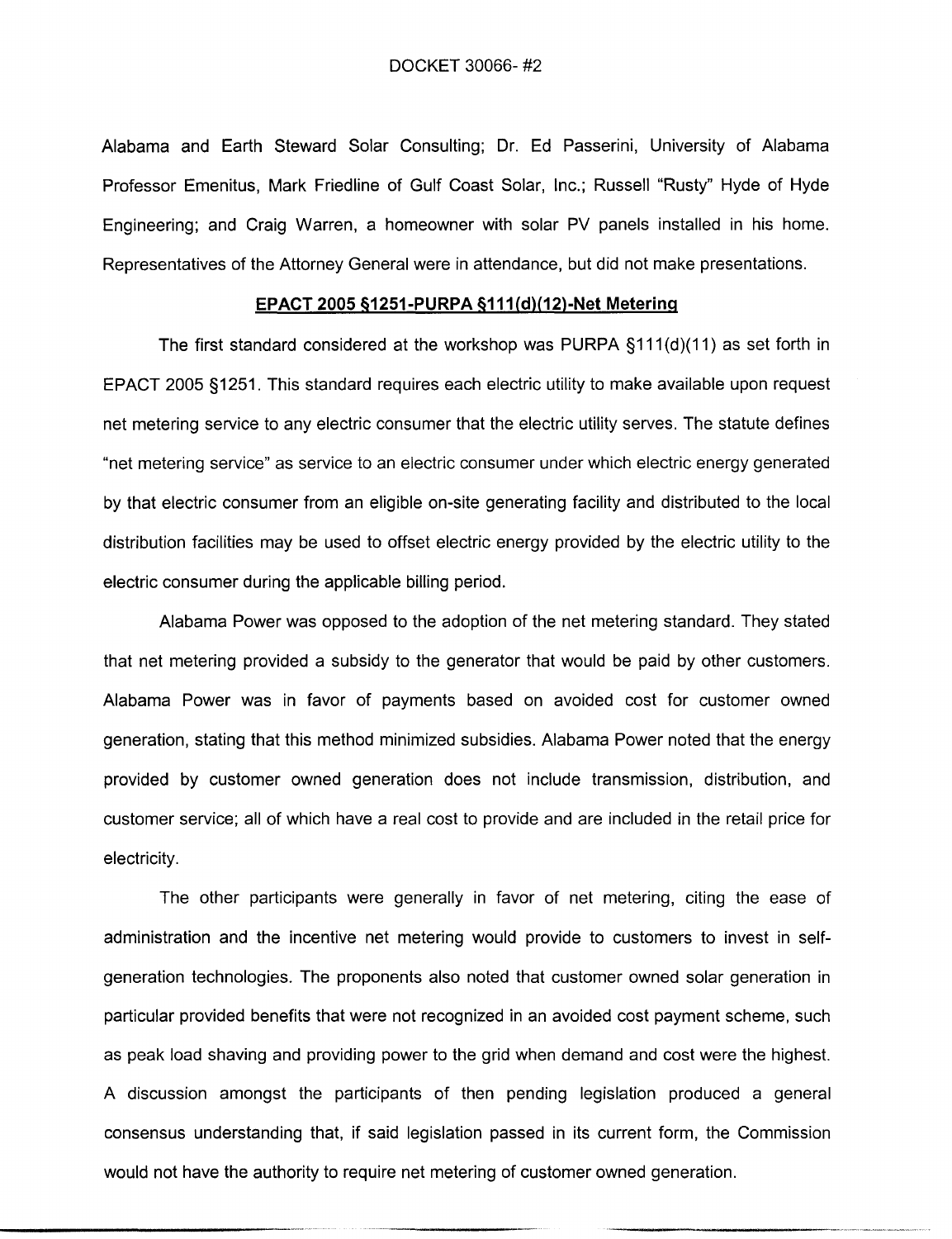Alabama and Earth Steward Solar Consulting; Dr. Ed Passerini, University of Alabama Professor Emenitus, Mark Friedline of Gulf Coast Solar, Inc.; Russell "Rusty" Hyde of Hyde Engineering; and Craig Warren, a homeowner with solar PV panels installed in his home. Representatives of the Attorney General were in attendance, but did not make presentations.

## EPACT 2005 §1251-PURPA §111(d)(12)-Net Metering

The first standard considered at the workshop was PURPA §111(d)(11) as set forth in EPACT 2005 §1251. This standard requires each electric utility to make available upon request net metering service to any electric consumer that the electric utility serves. The statute defines "net metering service" as service to an electric consumer under which electric energy generated by that electric consumer from an eligible on-site generating facility and distributed to the local distribution facilities may be used to offset electric energy provided by the electric utility to the electric consumer during the applicable billing period.

Alabama Power was opposed to the adoption of the net metering standard. They stated that net metering provided a subsidy to the generator that would be paid by other customers. Alabama Power was in favor of payments based on avoided cost for customer owned generation, stating that this method minimized subsidies. Alabama Power noted that the energy provided by customer owned generation does not include transmission, distribution, and customer service; all of which have a real cost to provide and are included in the retail price for electricity.

The other participants were generally in favor of net metering, citing the ease of administration and the incentive net metering would provide to customers to invest in self-generation technologies. The proponents also noted that customer owned solar generation in particular provided benefits that were not recognized in an avoided cost payment scheme, such as peak load shaving and providing power to the grid when demand and cost were the highest. A discussion amongst the participants of then pending legislation produced a general consensus understanding that, if said legislation passed in its current form, the Commission would not have the authority to require net metering of customer owned generation.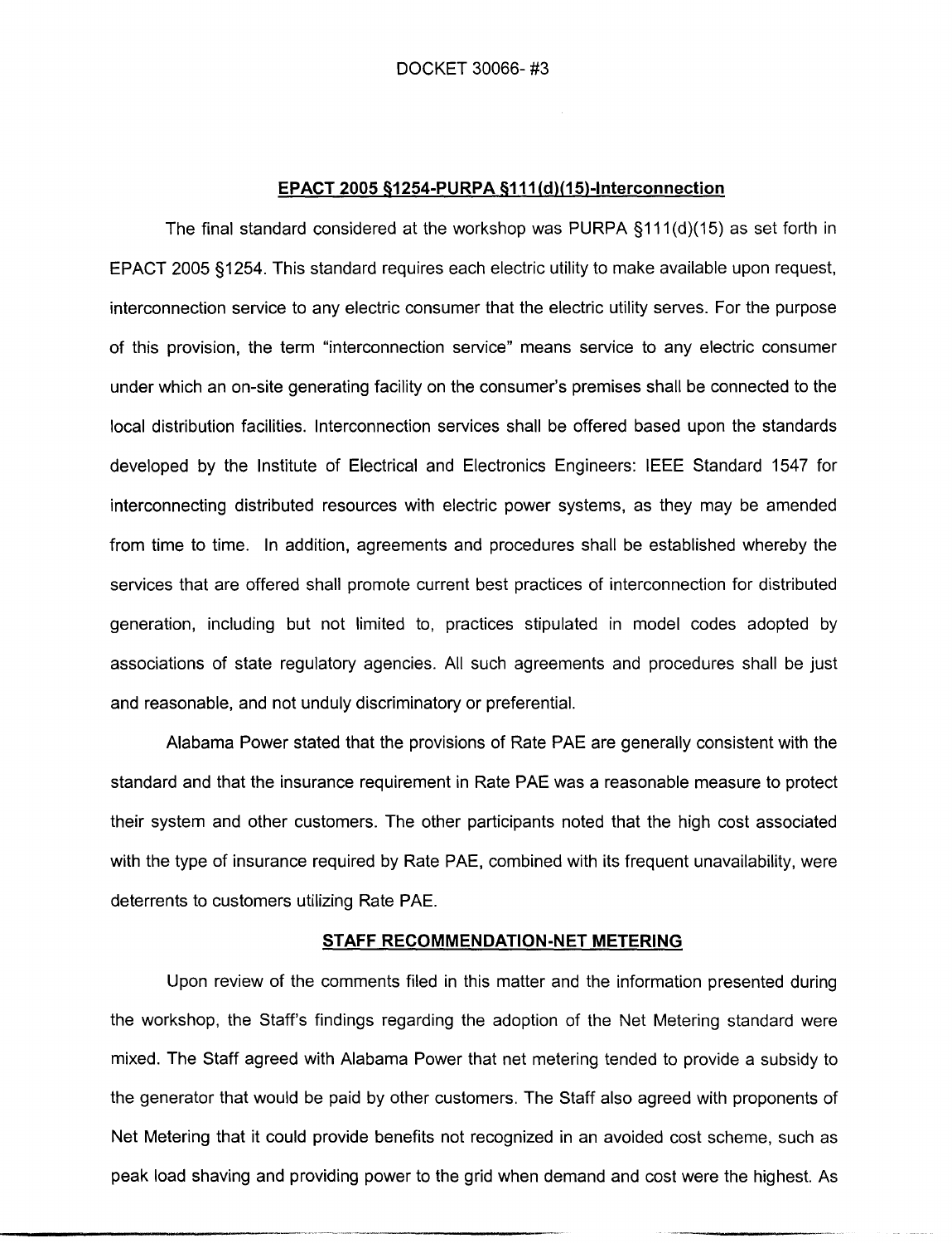DOCKET 30066- #3

## EPACT 2005 §1254-PURPA §111(d)(15)-Interconnection

The final standard considered at the workshop was PURPA §111(d)(15) as set forth in EPACT 2005 §1254. This standard requires each electric utility to make available upon request, interconnection service to any electric consumer that the electric utility serves. For the purpose of this provision, the term "interconnection service" means service to any electric consumer under which an on-site generating facility on the consumer's premises shall be connected to the local distribution facilities. Interconnection services shall be offered based upon the standards developed by the Institute of Electrical and Electronics Engineers: IEEE Standard 1547 for interconnecting distributed resources with electric power systems, as they may be amended from time to time. In addition, agreements and procedures shall be established whereby the services that are offered shall promote current best practices of interconnection for distributed generation, including but not limited to, practices stipulated in model codes adopted by associations of state regulatory agencies. All such agreements and procedures shall be just and reasonable, and not unduly discriminatory or preferential.

Alabama Power stated that the provisions of Rate PAE are generally consistent with the standard and that the insurance requirement in Rate PAE was a reasonable measure to protect their system and other customers. The other participants noted that the high cost associated with the type of insurance required by Rate PAE, combined with its frequent unavailability, were deterrents to customers utilizing Rate PAE.

## STAFF RECOMMENDATION-NET METERING

Upon review of the comments filed in this matter and the information presented during the workshop, the Staff's findings regarding the adoption of the Net Metering standard were mixed. The Staff agreed with Alabama Power that net metering tended to provide a subsidy to the generator that would be paid by other customers. The Staff also agreed with proponents of Net Metering that it could provide benefits not recognized in an avoided cost scheme, such as peak load shaving and providing power to the grid when demand and cost were the highest. As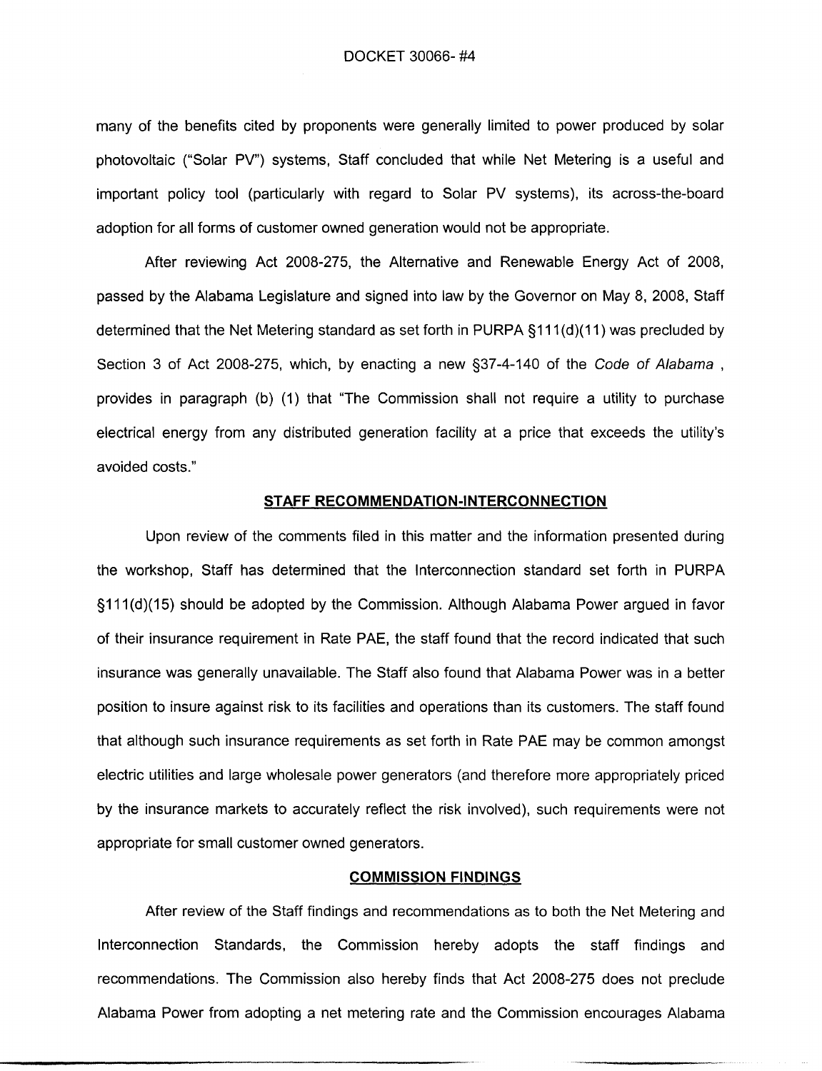many of the benefits cited by proponents were generally limited to power produced by solar photovoltaic ("Solar PV") systems, Staff concluded that while Net Metering is a useful and important policy tool (particularly with regard to Solar PV systems), its across-the-board adoption for all forms of customer owned generation would not be appropriate.

After reviewing Act 2008-275, the Alternative and Renewable Energy Act of 2008, passed by the Alabama Legislature and signed into law by the Governor on May 8, 2008, Staff determined that the Net Metering standard as set forth in PURPA §111(d)(11) was precluded by Section 3 of Act 2008-275, which, by enacting a new §37-4-140 of the *Code of Alabama* , provides in paragraph (b) (1) that "The Commission shall not require a utility to purchase electrical energy from any distributed generation facility at a price that exceeds the utility's avoided costs."

## STAFF RECOMMENDATION-INTERCONNECTION

Upon review of the comments filed in this matter and the information presented during the workshop, Staff has determined that the Interconnection standard set forth in PURPA §111(d)(15) should be adopted by the Commission. Although Alabama Power argued in favor of their insurance requirement in Rate PAE, the staff found that the record indicated that such insurance was generally unavailable. The Staff also found that Alabama Power was in a better position to insure against risk to its facilities and operations than its customers. The staff found that although such insurance requirements as set forth in Rate PAE may be common amongst electric utilities and large wholesale power generators (and therefore more appropriately priced by the insurance markets to accurately reflect the risk involved), such requirements were not appropriate for small customer owned generators.

## COMMISSION FINDINGS

After review of the Staff findings and recommendations as to both the Net Metering and Interconnection Standards, the Commission hereby adopts the staff findings and recommendations. The Commission also hereby finds that Act 2008-275 does not preclude Alabama Power from adopting a net metering rate and the Commission encourages Alabama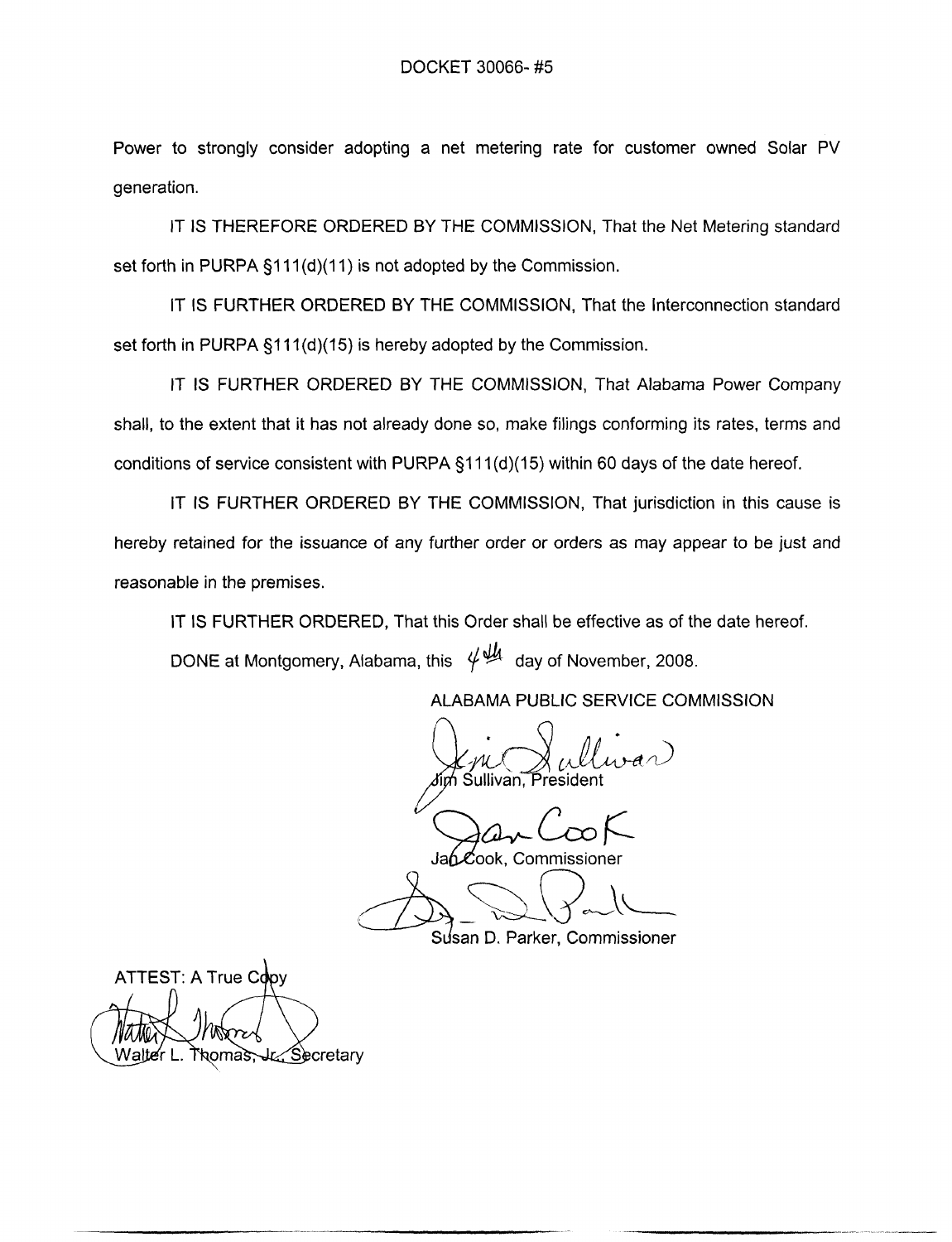Power to strongly consider adopting a net metering rate for customer owned Solar PV generation.

IT IS THEREFORE ORDERED BY THE COMMISSION, That the Net Metering standard set forth in PURPA §111(d)(11) is not adopted by the Commission.

IT IS FURTHER ORDERED BY THE COMMISSION, That the Interconnection standard set forth in PURPA §111(d)(15) is hereby adopted by the Commission.

IT IS FURTHER ORDERED BY THE COMMISSION, That Alabama Power Company shall, to the extent that it has not already done so, make filings conforming its rates, terms and conditions of service consistent with PURPA §111(d)(15) within 60 days of the date hereof.

IT IS FURTHER ORDERED BY THE COMMISSION, That jurisdiction in this cause is hereby retained for the issuance of any further order or orders as may appear to be just and reasonable in the premises.

IT IS FURTHER ORDERED, That this Order shall be effective as of the date hereof.

DONE at Montgomery, Alabama, this 4th day of November, 2008.

ALABAMA PUBLIC SERVICE COMMISSION

Jim Sullivan, President

Jan Cook, Commissioner

Susan D. Parker, Commissioner

ATTEST: A True Copy

Walter L. Thomas, Jr., Secretary